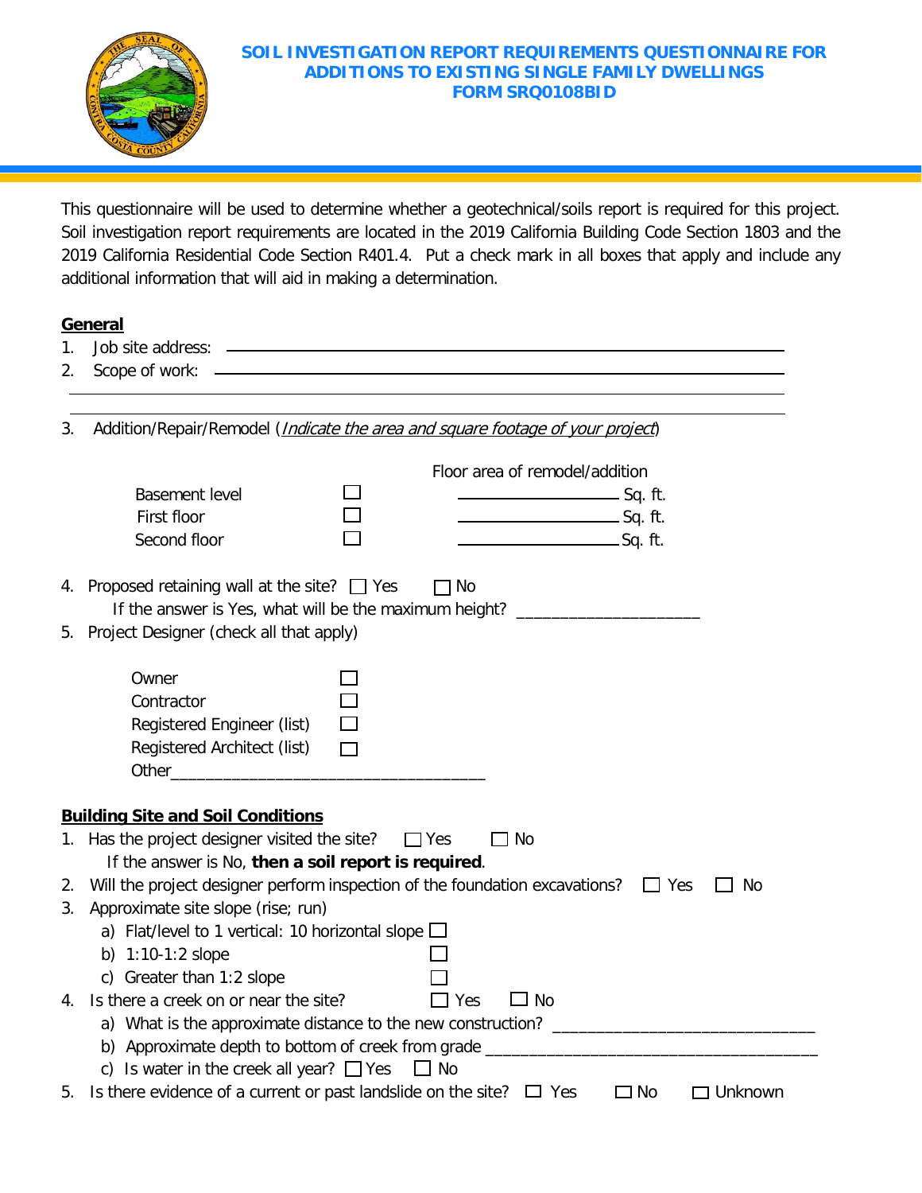# SOIL INVESTIGATION REPORT REQUIREMENTS QUESTIONNAIRE FOR ADDITIONS TO EXISTING SINGLE FAMILY DWELLINGS
## FORM SRQ0108BID

This questionnaire will be used to determine whether a geotechnical/soils report is required for this project. Soil investigation report requirements are located in the 2019 California Building Code Section 1803 and the 2019 California Residential Code Section R401.4. Put a check mark in all boxes that apply and include any additional information that will aid in making a determination.

## General

1. Job site address: ______________________________________________
2. Scope of work: ______________________________________________

______________________________________________

______________________________________________

3. Addition/Repair/Remodel (*Indicate the area and square footage of your project*)

| | | Floor area of remodel/addition |
|---|---|---|
| Basement level | ☐ | ____________ Sq. ft. |
| First floor | ☐ | ____________ Sq. ft. |
| Second floor | ☐ | ____________ Sq. ft. |

4. Proposed retaining wall at the site? ☐ Yes ☐ No
   If the answer is Yes, what will be the maximum height? _____________________
5. Project Designer (check all that apply)

   - Owner ☐
   - Contractor ☐
   - Registered Engineer (list) ☐
   - Registered Architect (list) ☐
   - Other___________________________________

## Building Site and Soil Conditions

1. Has the project designer visited the site? ☐ Yes ☐ No
   If the answer is No, **then a soil report is required**.
2. Will the project designer perform inspection of the foundation excavations? ☐ Yes ☐ No
3. Approximate site slope (rise; run)
   a) Flat/level to 1 vertical: 10 horizontal slope ☐
   b) 1:10-1:2 slope ☐
   c) Greater than 1:2 slope ☐
4. Is there a creek on or near the site? ☐ Yes ☐ No
   a) What is the approximate distance to the new construction? ______________________________
   b) Approximate depth to bottom of creek from grade _____________________________________
   c) Is water in the creek all year? ☐ Yes ☐ No
5. Is there evidence of a current or past landslide on the site? ☐ Yes ☐ No ☐ Unknown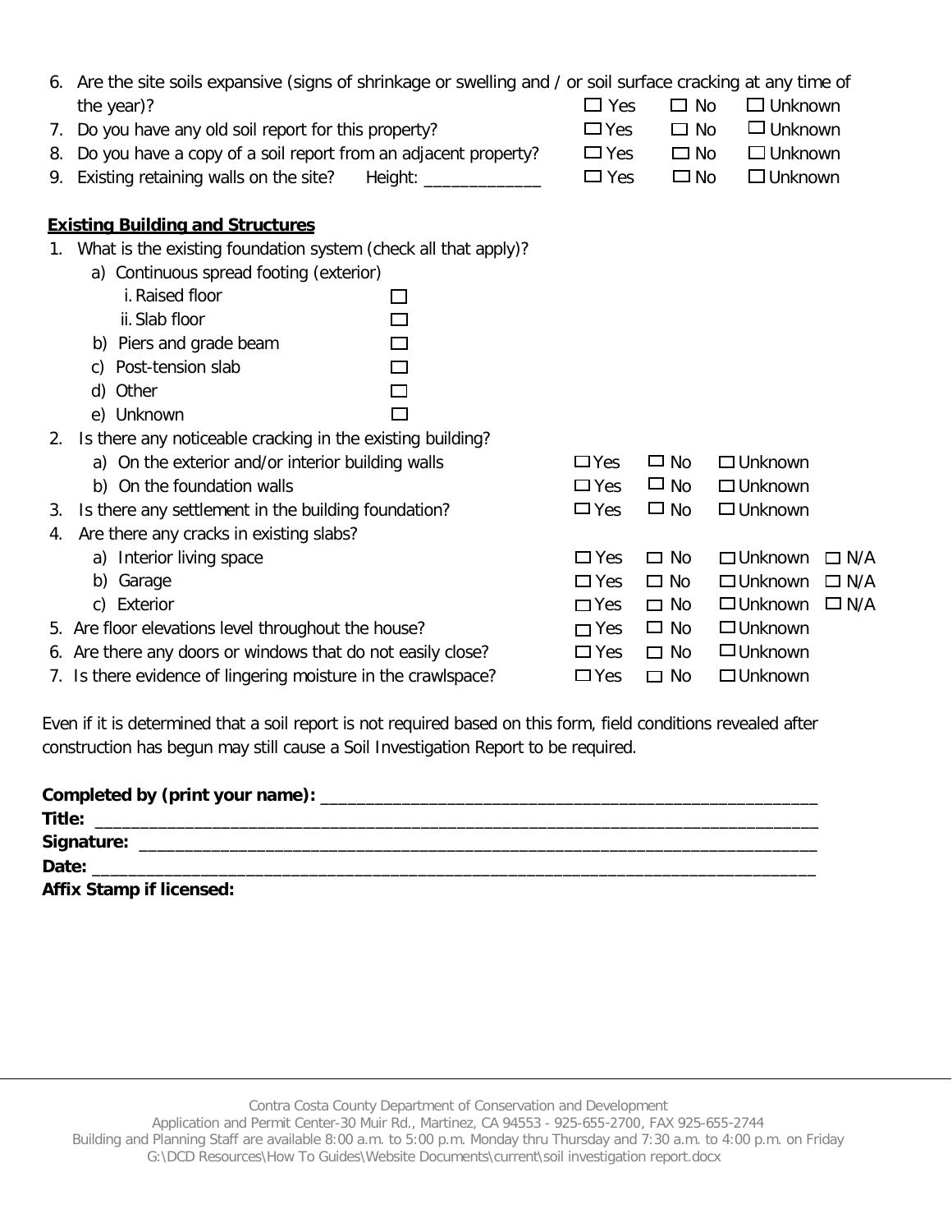6. Are the site soils expansive (signs of shrinkage or swelling and / or soil surface cracking at any time of the year)? ☐ Yes ☐ No ☐ Unknown
7. Do you have any old soil report for this property? ☐ Yes ☐ No ☐ Unknown
8. Do you have a copy of a soil report from an adjacent property? ☐ Yes ☐ No ☐ Unknown
9. Existing retaining walls on the site? Height: _____________ ☐ Yes ☐ No ☐ Unknown

**Existing Building and Structures**

1. What is the existing foundation system (check all that apply)?
   a) Continuous spread footing (exterior)
      i. Raised floor ☐
      ii. Slab floor ☐
   b) Piers and grade beam ☐
   c) Post-tension slab ☐
   d) Other ☐
   e) Unknown ☐
2. Is there any noticeable cracking in the existing building?
   a) On the exterior and/or interior building walls ☐ Yes ☐ No ☐ Unknown
   b) On the foundation walls ☐ Yes ☐ No ☐ Unknown
3. Is there any settlement in the building foundation? ☐ Yes ☐ No ☐ Unknown
4. Are there any cracks in existing slabs?
   a) Interior living space ☐ Yes ☐ No ☐ Unknown ☐ N/A
   b) Garage ☐ Yes ☐ No ☐ Unknown ☐ N/A
   c) Exterior ☐ Yes ☐ No ☐ Unknown ☐ N/A
5. Are floor elevations level throughout the house? ☐ Yes ☐ No ☐ Unknown
6. Are there any doors or windows that do not easily close? ☐ Yes ☐ No ☐ Unknown
7. Is there evidence of lingering moisture in the crawlspace? ☐ Yes ☐ No ☐ Unknown

Even if it is determined that a soil report is not required based on this form, field conditions revealed after construction has begun may still cause a Soil Investigation Report to be required.

**Completed by (print your name):** _______________________________________________________

**Title:** ________________________________________________________________________________

**Signature:** ____________________________________________________________________________

**Date:** ________________________________________________________________________________

**Affix Stamp if licensed:**

Contra Costa County Department of Conservation and Development
Application and Permit Center-30 Muir Rd., Martinez, CA 94553 - 925-655-2700, FAX 925-655-2744
Building and Planning Staff are available 8:00 a.m. to 5:00 p.m. Monday thru Thursday and 7:30 a.m. to 4:00 p.m. on Friday
G:\DCD Resources\How To Guides\Website Documents\current\soil investigation report.docx